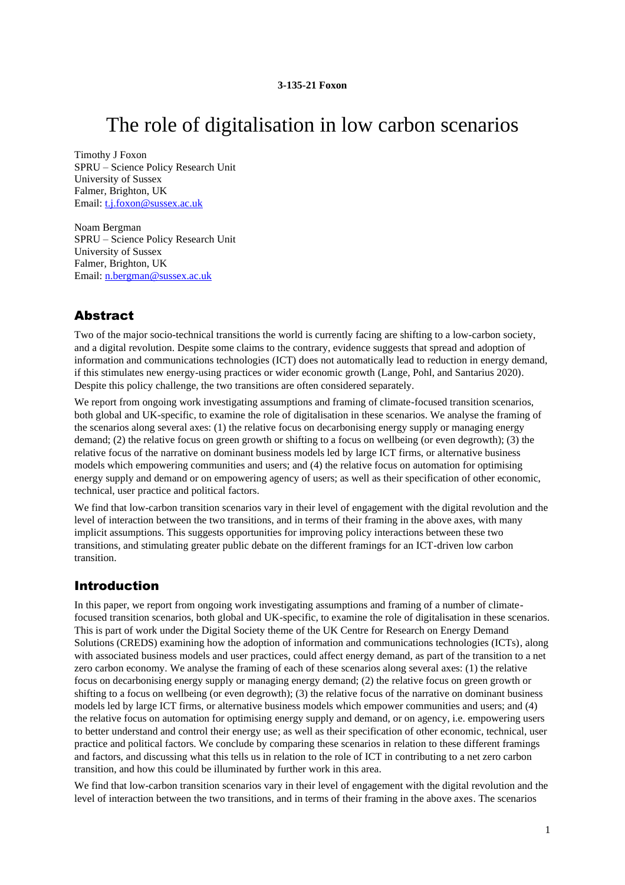**3-135-21 Foxon**

# The role of digitalisation in low carbon scenarios

Timothy J Foxon
SPRU – Science Policy Research Unit
University of Sussex
Falmer, Brighton, UK
Email: t.j.foxon@sussex.ac.uk

Noam Bergman
SPRU – Science Policy Research Unit
University of Sussex
Falmer, Brighton, UK
Email: n.bergman@sussex.ac.uk

## Abstract

Two of the major socio-technical transitions the world is currently facing are shifting to a low-carbon society, and a digital revolution. Despite some claims to the contrary, evidence suggests that spread and adoption of information and communications technologies (ICT) does not automatically lead to reduction in energy demand, if this stimulates new energy-using practices or wider economic growth (Lange, Pohl, and Santarius 2020). Despite this policy challenge, the two transitions are often considered separately.

We report from ongoing work investigating assumptions and framing of climate-focused transition scenarios, both global and UK-specific, to examine the role of digitalisation in these scenarios. We analyse the framing of the scenarios along several axes: (1) the relative focus on decarbonising energy supply or managing energy demand; (2) the relative focus on green growth or shifting to a focus on wellbeing (or even degrowth); (3) the relative focus of the narrative on dominant business models led by large ICT firms, or alternative business models which empowering communities and users; and (4) the relative focus on automation for optimising energy supply and demand or on empowering agency of users; as well as their specification of other economic, technical, user practice and political factors.

We find that low-carbon transition scenarios vary in their level of engagement with the digital revolution and the level of interaction between the two transitions, and in terms of their framing in the above axes, with many implicit assumptions. This suggests opportunities for improving policy interactions between these two transitions, and stimulating greater public debate on the different framings for an ICT-driven low carbon transition.

## Introduction

In this paper, we report from ongoing work investigating assumptions and framing of a number of climate-focused transition scenarios, both global and UK-specific, to examine the role of digitalisation in these scenarios. This is part of work under the Digital Society theme of the UK Centre for Research on Energy Demand Solutions (CREDS) examining how the adoption of information and communications technologies (ICTs), along with associated business models and user practices, could affect energy demand, as part of the transition to a net zero carbon economy. We analyse the framing of each of these scenarios along several axes: (1) the relative focus on decarbonising energy supply or managing energy demand; (2) the relative focus on green growth or shifting to a focus on wellbeing (or even degrowth); (3) the relative focus of the narrative on dominant business models led by large ICT firms, or alternative business models which empower communities and users; and (4) the relative focus on automation for optimising energy supply and demand, or on agency, i.e. empowering users to better understand and control their energy use; as well as their specification of other economic, technical, user practice and political factors. We conclude by comparing these scenarios in relation to these different framings and factors, and discussing what this tells us in relation to the role of ICT in contributing to a net zero carbon transition, and how this could be illuminated by further work in this area.

We find that low-carbon transition scenarios vary in their level of engagement with the digital revolution and the level of interaction between the two transitions, and in terms of their framing in the above axes. The scenarios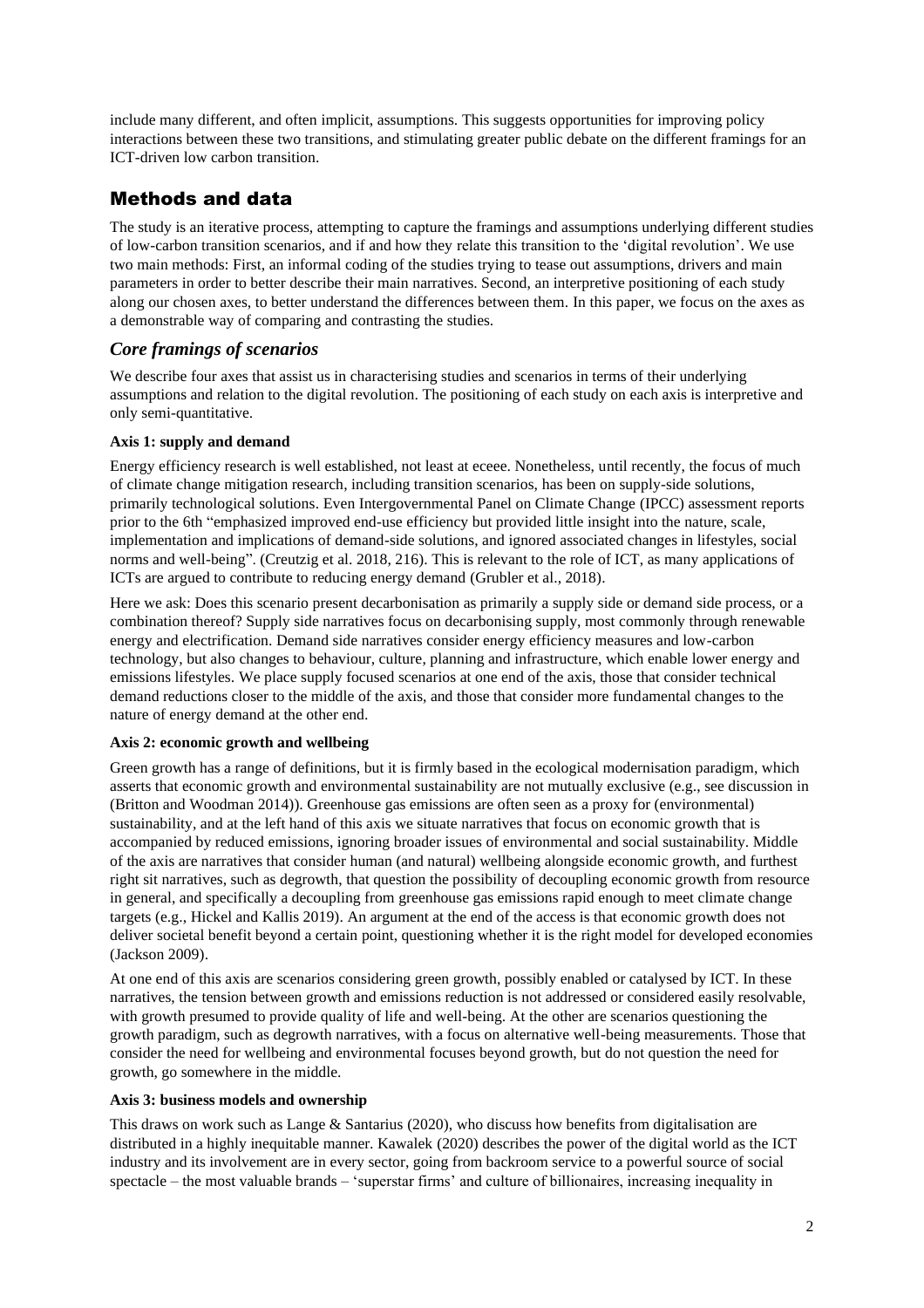include many different, and often implicit, assumptions. This suggests opportunities for improving policy interactions between these two transitions, and stimulating greater public debate on the different framings for an ICT-driven low carbon transition.

## Methods and data

The study is an iterative process, attempting to capture the framings and assumptions underlying different studies of low-carbon transition scenarios, and if and how they relate this transition to the 'digital revolution'. We use two main methods: First, an informal coding of the studies trying to tease out assumptions, drivers and main parameters in order to better describe their main narratives. Second, an interpretive positioning of each study along our chosen axes, to better understand the differences between them. In this paper, we focus on the axes as a demonstrable way of comparing and contrasting the studies.

### *Core framings of scenarios*

We describe four axes that assist us in characterising studies and scenarios in terms of their underlying assumptions and relation to the digital revolution. The positioning of each study on each axis is interpretive and only semi-quantitative.

**Axis 1: supply and demand**

Energy efficiency research is well established, not least at eceee. Nonetheless, until recently, the focus of much of climate change mitigation research, including transition scenarios, has been on supply-side solutions, primarily technological solutions. Even Intergovernmental Panel on Climate Change (IPCC) assessment reports prior to the 6th "emphasized improved end-use efficiency but provided little insight into the nature, scale, implementation and implications of demand-side solutions, and ignored associated changes in lifestyles, social norms and well-being". (Creutzig et al. 2018, 216). This is relevant to the role of ICT, as many applications of ICTs are argued to contribute to reducing energy demand (Grubler et al., 2018).

Here we ask: Does this scenario present decarbonisation as primarily a supply side or demand side process, or a combination thereof? Supply side narratives focus on decarbonising supply, most commonly through renewable energy and electrification. Demand side narratives consider energy efficiency measures and low-carbon technology, but also changes to behaviour, culture, planning and infrastructure, which enable lower energy and emissions lifestyles. We place supply focused scenarios at one end of the axis, those that consider technical demand reductions closer to the middle of the axis, and those that consider more fundamental changes to the nature of energy demand at the other end.

**Axis 2: economic growth and wellbeing**

Green growth has a range of definitions, but it is firmly based in the ecological modernisation paradigm, which asserts that economic growth and environmental sustainability are not mutually exclusive (e.g., see discussion in (Britton and Woodman 2014)). Greenhouse gas emissions are often seen as a proxy for (environmental) sustainability, and at the left hand of this axis we situate narratives that focus on economic growth that is accompanied by reduced emissions, ignoring broader issues of environmental and social sustainability. Middle of the axis are narratives that consider human (and natural) wellbeing alongside economic growth, and furthest right sit narratives, such as degrowth, that question the possibility of decoupling economic growth from resource in general, and specifically a decoupling from greenhouse gas emissions rapid enough to meet climate change targets (e.g., Hickel and Kallis 2019). An argument at the end of the access is that economic growth does not deliver societal benefit beyond a certain point, questioning whether it is the right model for developed economies (Jackson 2009).

At one end of this axis are scenarios considering green growth, possibly enabled or catalysed by ICT. In these narratives, the tension between growth and emissions reduction is not addressed or considered easily resolvable, with growth presumed to provide quality of life and well-being. At the other are scenarios questioning the growth paradigm, such as degrowth narratives, with a focus on alternative well-being measurements. Those that consider the need for wellbeing and environmental focuses beyond growth, but do not question the need for growth, go somewhere in the middle.

**Axis 3: business models and ownership**

This draws on work such as Lange & Santarius (2020), who discuss how benefits from digitalisation are distributed in a highly inequitable manner. Kawalek (2020) describes the power of the digital world as the ICT industry and its involvement are in every sector, going from backroom service to a powerful source of social spectacle – the most valuable brands – 'superstar firms' and culture of billionaires, increasing inequality in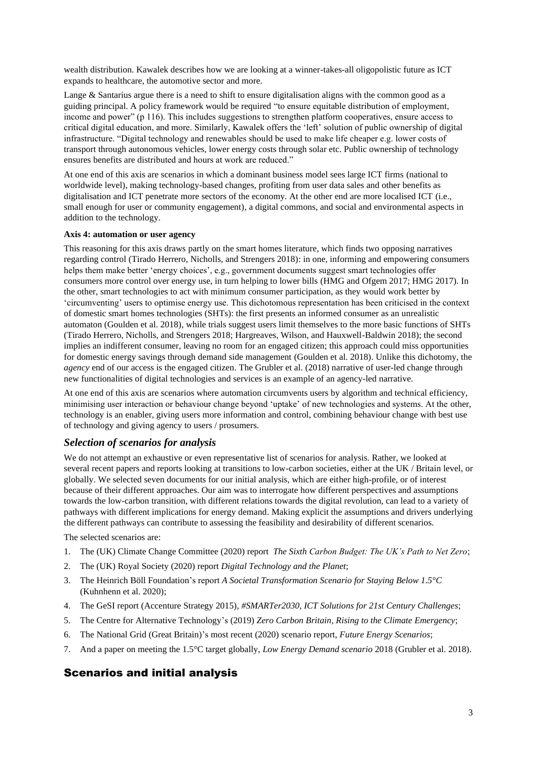wealth distribution. Kawalek describes how we are looking at a winner-takes-all oligopolistic future as ICT expands to healthcare, the automotive sector and more.

Lange & Santarius argue there is a need to shift to ensure digitalisation aligns with the common good as a guiding principal. A policy framework would be required "to ensure equitable distribution of employment, income and power" (p 116). This includes suggestions to strengthen platform cooperatives, ensure access to critical digital education, and more. Similarly, Kawalek offers the 'left' solution of public ownership of digital infrastructure. "Digital technology and renewables should be used to make life cheaper e.g. lower costs of transport through autonomous vehicles, lower energy costs through solar etc. Public ownership of technology ensures benefits are distributed and hours at work are reduced."

At one end of this axis are scenarios in which a dominant business model sees large ICT firms (national to worldwide level), making technology-based changes, profiting from user data sales and other benefits as digitalisation and ICT penetrate more sectors of the economy. At the other end are more localised ICT (i.e., small enough for user or community engagement), a digital commons, and social and environmental aspects in addition to the technology.

**Axis 4: automation or user agency**

This reasoning for this axis draws partly on the smart homes literature, which finds two opposing narratives regarding control (Tirado Herrero, Nicholls, and Strengers 2018): in one, informing and empowering consumers helps them make better 'energy choices', e.g., government documents suggest smart technologies offer consumers more control over energy use, in turn helping to lower bills (HMG and Ofgem 2017; HMG 2017). In the other, smart technologies to act with minimum consumer participation, as they would work better by 'circumventing' users to optimise energy use. This dichotomous representation has been criticised in the context of domestic smart homes technologies (SHTs): the first presents an informed consumer as an unrealistic automaton (Goulden et al. 2018), while trials suggest users limit themselves to the more basic functions of SHTs (Tirado Herrero, Nicholls, and Strengers 2018; Hargreaves, Wilson, and Hauxwell-Baldwin 2018); the second implies an indifferent consumer, leaving no room for an engaged citizen; this approach could miss opportunities for domestic energy savings through demand side management (Goulden et al. 2018). Unlike this dichotomy, the *agency* end of our access is the engaged citizen. The Grubler et al. (2018) narrative of user-led change through new functionalities of digital technologies and services is an example of an agency-led narrative.

At one end of this axis are scenarios where automation circumvents users by algorithm and technical efficiency, minimising user interaction or behaviour change beyond 'uptake' of new technologies and systems. At the other, technology is an enabler, giving users more information and control, combining behaviour change with best use of technology and giving agency to users / prosumers.

### *Selection of scenarios for analysis*

We do not attempt an exhaustive or even representative list of scenarios for analysis. Rather, we looked at several recent papers and reports looking at transitions to low-carbon societies, either at the UK / Britain level, or globally. We selected seven documents for our initial analysis, which are either high-profile, or of interest because of their different approaches. Our aim was to interrogate how different perspectives and assumptions towards the low-carbon transition, with different relations towards the digital revolution, can lead to a variety of pathways with different implications for energy demand. Making explicit the assumptions and drivers underlying the different pathways can contribute to assessing the feasibility and desirability of different scenarios.

The selected scenarios are:

1. The (UK) Climate Change Committee (2020) report *The Sixth Carbon Budget: The UK's Path to Net Zero*;
2. The (UK) Royal Society (2020) report *Digital Technology and the Planet*;
3. The Heinrich Böll Foundation's report *A Societal Transformation Scenario for Staying Below 1.5°C* (Kuhnhenn et al. 2020);
4. The GeSI report (Accenture Strategy 2015), *#SMARTer2030, ICT Solutions for 21st Century Challenges*;
5. The Centre for Alternative Technology's (2019) *Zero Carbon Britain, Rising to the Climate Emergency*;
6. The National Grid (Great Britain)'s most recent (2020) scenario report, *Future Energy Scenarios*;
7. And a paper on meeting the 1.5°C target globally, *Low Energy Demand scenario* 2018 (Grubler et al. 2018).

## Scenarios and initial analysis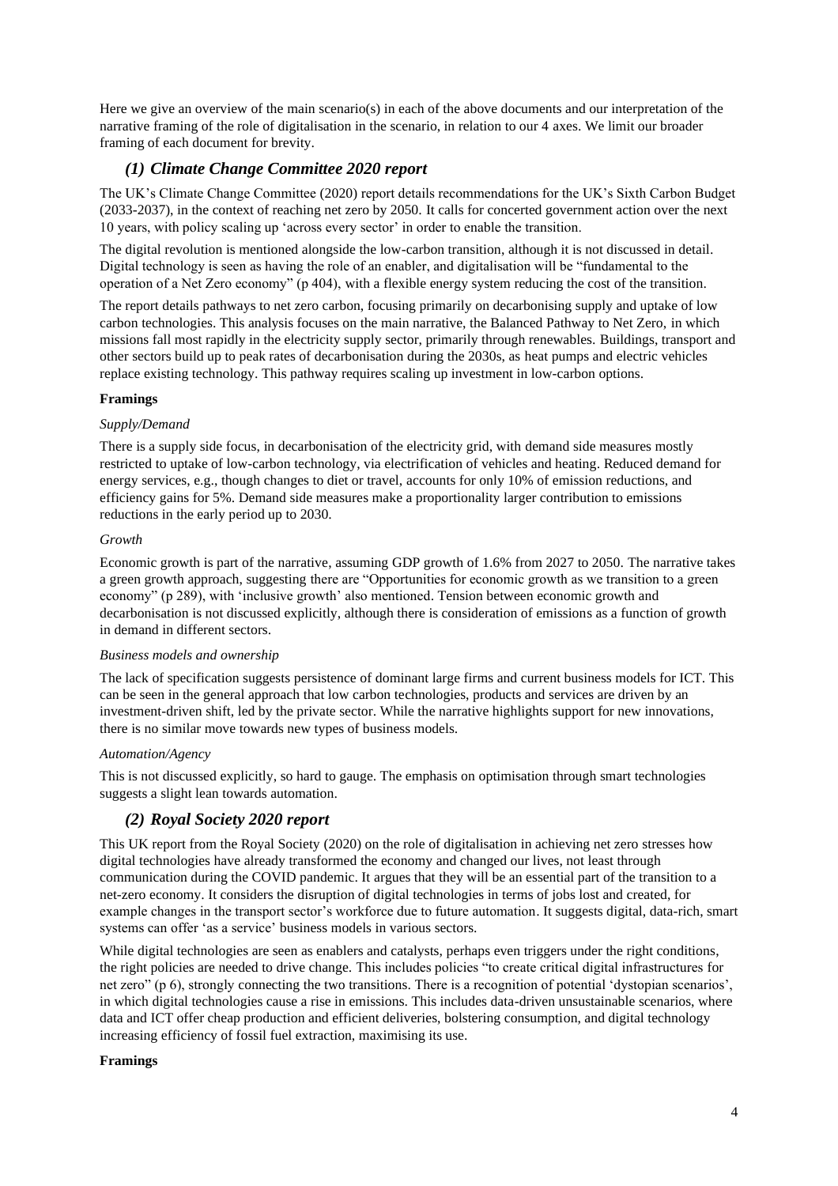Here we give an overview of the main scenario(s) in each of the above documents and our interpretation of the narrative framing of the role of digitalisation in the scenario, in relation to our 4 axes. We limit our broader framing of each document for brevity.

## *(1) Climate Change Committee 2020 report*

The UK's Climate Change Committee (2020) report details recommendations for the UK's Sixth Carbon Budget (2033-2037), in the context of reaching net zero by 2050. It calls for concerted government action over the next 10 years, with policy scaling up 'across every sector' in order to enable the transition.

The digital revolution is mentioned alongside the low-carbon transition, although it is not discussed in detail. Digital technology is seen as having the role of an enabler, and digitalisation will be "fundamental to the operation of a Net Zero economy" (p 404), with a flexible energy system reducing the cost of the transition.

The report details pathways to net zero carbon, focusing primarily on decarbonising supply and uptake of low carbon technologies. This analysis focuses on the main narrative, the Balanced Pathway to Net Zero, in which missions fall most rapidly in the electricity supply sector, primarily through renewables. Buildings, transport and other sectors build up to peak rates of decarbonisation during the 2030s, as heat pumps and electric vehicles replace existing technology. This pathway requires scaling up investment in low-carbon options.

**Framings**

*Supply/Demand*

There is a supply side focus, in decarbonisation of the electricity grid, with demand side measures mostly restricted to uptake of low-carbon technology, via electrification of vehicles and heating. Reduced demand for energy services, e.g., though changes to diet or travel, accounts for only 10% of emission reductions, and efficiency gains for 5%. Demand side measures make a proportionality larger contribution to emissions reductions in the early period up to 2030.

*Growth*

Economic growth is part of the narrative, assuming GDP growth of 1.6% from 2027 to 2050. The narrative takes a green growth approach, suggesting there are "Opportunities for economic growth as we transition to a green economy" (p 289), with 'inclusive growth' also mentioned. Tension between economic growth and decarbonisation is not discussed explicitly, although there is consideration of emissions as a function of growth in demand in different sectors.

*Business models and ownership*

The lack of specification suggests persistence of dominant large firms and current business models for ICT. This can be seen in the general approach that low carbon technologies, products and services are driven by an investment-driven shift, led by the private sector. While the narrative highlights support for new innovations, there is no similar move towards new types of business models.

*Automation/Agency*

This is not discussed explicitly, so hard to gauge. The emphasis on optimisation through smart technologies suggests a slight lean towards automation.

## *(2) Royal Society 2020 report*

This UK report from the Royal Society (2020) on the role of digitalisation in achieving net zero stresses how digital technologies have already transformed the economy and changed our lives, not least through communication during the COVID pandemic. It argues that they will be an essential part of the transition to a net-zero economy. It considers the disruption of digital technologies in terms of jobs lost and created, for example changes in the transport sector's workforce due to future automation. It suggests digital, data-rich, smart systems can offer 'as a service' business models in various sectors.

While digital technologies are seen as enablers and catalysts, perhaps even triggers under the right conditions, the right policies are needed to drive change. This includes policies "to create critical digital infrastructures for net zero" (p 6), strongly connecting the two transitions. There is a recognition of potential 'dystopian scenarios', in which digital technologies cause a rise in emissions. This includes data-driven unsustainable scenarios, where data and ICT offer cheap production and efficient deliveries, bolstering consumption, and digital technology increasing efficiency of fossil fuel extraction, maximising its use.

**Framings**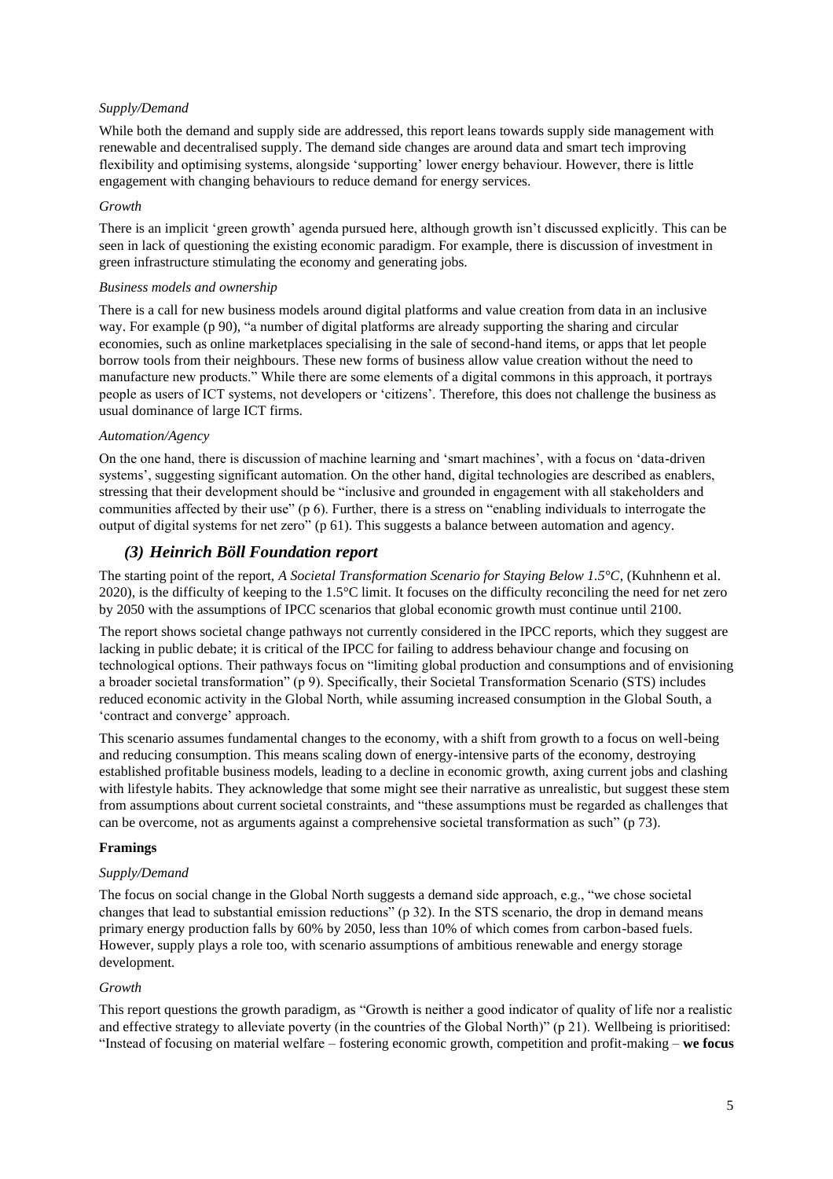*Supply/Demand*

While both the demand and supply side are addressed, this report leans towards supply side management with renewable and decentralised supply. The demand side changes are around data and smart tech improving flexibility and optimising systems, alongside 'supporting' lower energy behaviour. However, there is little engagement with changing behaviours to reduce demand for energy services.

*Growth*

There is an implicit 'green growth' agenda pursued here, although growth isn't discussed explicitly. This can be seen in lack of questioning the existing economic paradigm. For example, there is discussion of investment in green infrastructure stimulating the economy and generating jobs.

*Business models and ownership*

There is a call for new business models around digital platforms and value creation from data in an inclusive way. For example (p 90), "a number of digital platforms are already supporting the sharing and circular economies, such as online marketplaces specialising in the sale of second-hand items, or apps that let people borrow tools from their neighbours. These new forms of business allow value creation without the need to manufacture new products." While there are some elements of a digital commons in this approach, it portrays people as users of ICT systems, not developers or 'citizens'. Therefore, this does not challenge the business as usual dominance of large ICT firms.

*Automation/Agency*

On the one hand, there is discussion of machine learning and 'smart machines', with a focus on 'data-driven systems', suggesting significant automation. On the other hand, digital technologies are described as enablers, stressing that their development should be "inclusive and grounded in engagement with all stakeholders and communities affected by their use" (p 6). Further, there is a stress on "enabling individuals to interrogate the output of digital systems for net zero" (p 61). This suggests a balance between automation and agency.

## *(3) Heinrich Böll Foundation report*

The starting point of the report, *A Societal Transformation Scenario for Staying Below 1.5°C*, (Kuhnhenn et al. 2020), is the difficulty of keeping to the 1.5°C limit. It focuses on the difficulty reconciling the need for net zero by 2050 with the assumptions of IPCC scenarios that global economic growth must continue until 2100.

The report shows societal change pathways not currently considered in the IPCC reports, which they suggest are lacking in public debate; it is critical of the IPCC for failing to address behaviour change and focusing on technological options. Their pathways focus on "limiting global production and consumptions and of envisioning a broader societal transformation" (p 9). Specifically, their Societal Transformation Scenario (STS) includes reduced economic activity in the Global North, while assuming increased consumption in the Global South, a 'contract and converge' approach.

This scenario assumes fundamental changes to the economy, with a shift from growth to a focus on well-being and reducing consumption. This means scaling down of energy-intensive parts of the economy, destroying established profitable business models, leading to a decline in economic growth, axing current jobs and clashing with lifestyle habits. They acknowledge that some might see their narrative as unrealistic, but suggest these stem from assumptions about current societal constraints, and "these assumptions must be regarded as challenges that can be overcome, not as arguments against a comprehensive societal transformation as such" (p 73).

**Framings**

*Supply/Demand*

The focus on social change in the Global North suggests a demand side approach, e.g., "we chose societal changes that lead to substantial emission reductions" (p 32). In the STS scenario, the drop in demand means primary energy production falls by 60% by 2050, less than 10% of which comes from carbon-based fuels. However, supply plays a role too, with scenario assumptions of ambitious renewable and energy storage development.

*Growth*

This report questions the growth paradigm, as "Growth is neither a good indicator of quality of life nor a realistic and effective strategy to alleviate poverty (in the countries of the Global North)" (p 21). Wellbeing is prioritised: "Instead of focusing on material welfare – fostering economic growth, competition and profit-making – **we focus**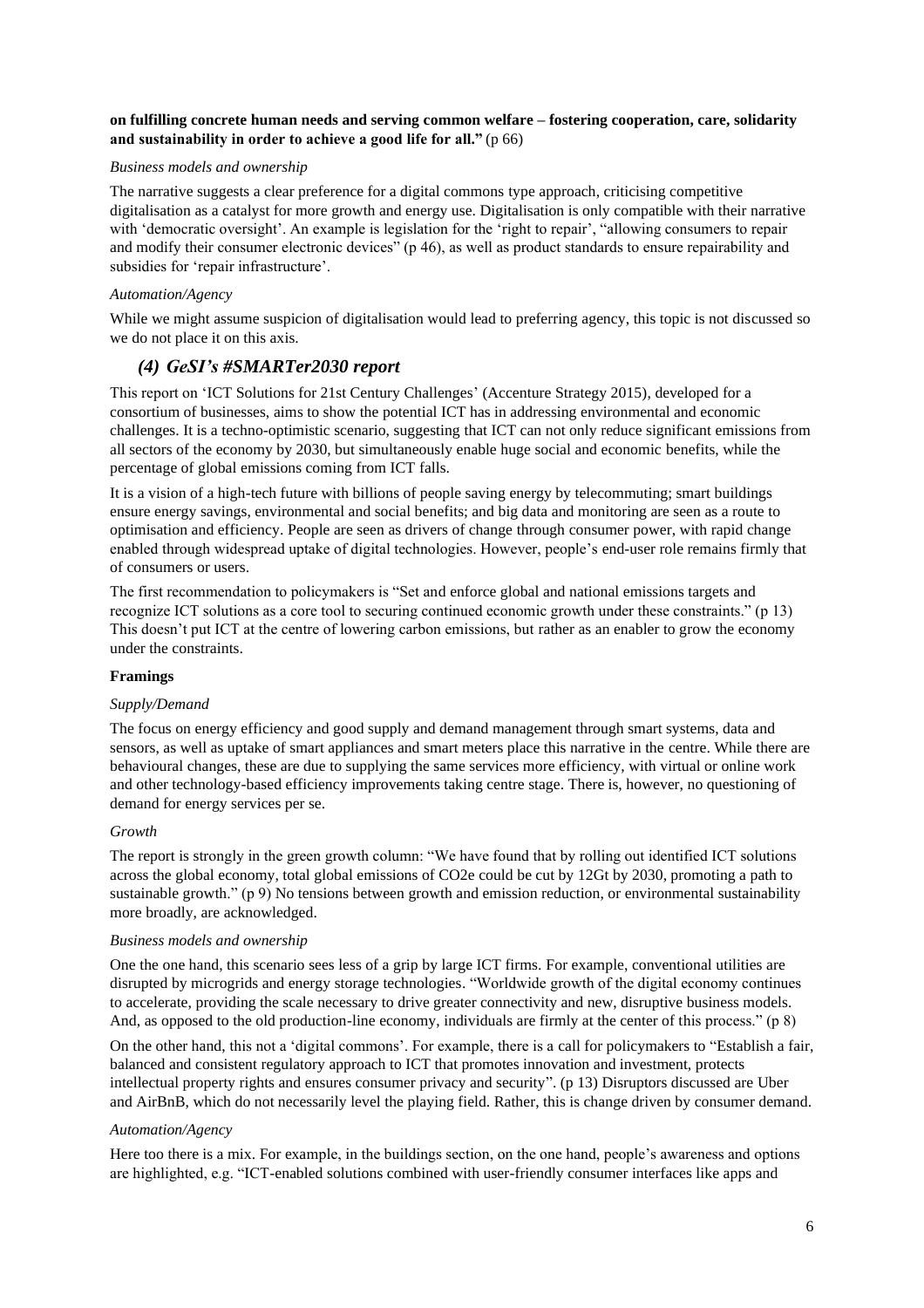**on fulfilling concrete human needs and serving common welfare – fostering cooperation, care, solidarity and sustainability in order to achieve a good life for all."** (p 66)

*Business models and ownership*

The narrative suggests a clear preference for a digital commons type approach, criticising competitive digitalisation as a catalyst for more growth and energy use. Digitalisation is only compatible with their narrative with 'democratic oversight'. An example is legislation for the 'right to repair', "allowing consumers to repair and modify their consumer electronic devices" (p 46), as well as product standards to ensure repairability and subsidies for 'repair infrastructure'.

*Automation/Agency*

While we might assume suspicion of digitalisation would lead to preferring agency, this topic is not discussed so we do not place it on this axis.

### *(4) GeSI's #SMARTer2030 report*

This report on 'ICT Solutions for 21st Century Challenges' (Accenture Strategy 2015), developed for a consortium of businesses, aims to show the potential ICT has in addressing environmental and economic challenges. It is a techno-optimistic scenario, suggesting that ICT can not only reduce significant emissions from all sectors of the economy by 2030, but simultaneously enable huge social and economic benefits, while the percentage of global emissions coming from ICT falls.

It is a vision of a high-tech future with billions of people saving energy by telecommuting; smart buildings ensure energy savings, environmental and social benefits; and big data and monitoring are seen as a route to optimisation and efficiency. People are seen as drivers of change through consumer power, with rapid change enabled through widespread uptake of digital technologies. However, people's end-user role remains firmly that of consumers or users.

The first recommendation to policymakers is "Set and enforce global and national emissions targets and recognize ICT solutions as a core tool to securing continued economic growth under these constraints." (p 13) This doesn't put ICT at the centre of lowering carbon emissions, but rather as an enabler to grow the economy under the constraints.

**Framings**

*Supply/Demand*

The focus on energy efficiency and good supply and demand management through smart systems, data and sensors, as well as uptake of smart appliances and smart meters place this narrative in the centre. While there are behavioural changes, these are due to supplying the same services more efficiency, with virtual or online work and other technology-based efficiency improvements taking centre stage. There is, however, no questioning of demand for energy services per se.

*Growth*

The report is strongly in the green growth column: "We have found that by rolling out identified ICT solutions across the global economy, total global emissions of CO2e could be cut by 12Gt by 2030, promoting a path to sustainable growth." (p 9) No tensions between growth and emission reduction, or environmental sustainability more broadly, are acknowledged.

*Business models and ownership*

One the one hand, this scenario sees less of a grip by large ICT firms. For example, conventional utilities are disrupted by microgrids and energy storage technologies. "Worldwide growth of the digital economy continues to accelerate, providing the scale necessary to drive greater connectivity and new, disruptive business models. And, as opposed to the old production-line economy, individuals are firmly at the center of this process." (p 8)

On the other hand, this not a 'digital commons'. For example, there is a call for policymakers to "Establish a fair, balanced and consistent regulatory approach to ICT that promotes innovation and investment, protects intellectual property rights and ensures consumer privacy and security". (p 13) Disruptors discussed are Uber and AirBnB, which do not necessarily level the playing field. Rather, this is change driven by consumer demand.

*Automation/Agency*

Here too there is a mix. For example, in the buildings section, on the one hand, people's awareness and options are highlighted, e.g. "ICT-enabled solutions combined with user-friendly consumer interfaces like apps and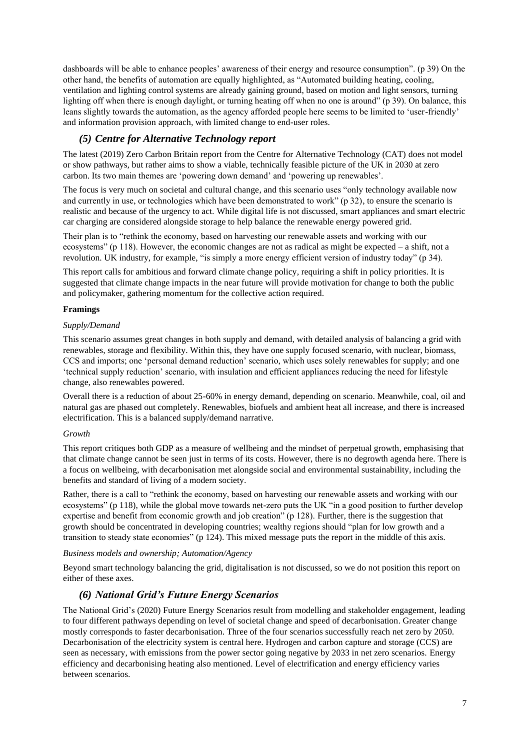dashboards will be able to enhance peoples' awareness of their energy and resource consumption". (p 39) On the other hand, the benefits of automation are equally highlighted, as "Automated building heating, cooling, ventilation and lighting control systems are already gaining ground, based on motion and light sensors, turning lighting off when there is enough daylight, or turning heating off when no one is around" (p 39). On balance, this leans slightly towards the automation, as the agency afforded people here seems to be limited to 'user-friendly' and information provision approach, with limited change to end-user roles.

### *(5) Centre for Alternative Technology report*

The latest (2019) Zero Carbon Britain report from the Centre for Alternative Technology (CAT) does not model or show pathways, but rather aims to show a viable, technically feasible picture of the UK in 2030 at zero carbon. Its two main themes are 'powering down demand' and 'powering up renewables'.

The focus is very much on societal and cultural change, and this scenario uses "only technology available now and currently in use, or technologies which have been demonstrated to work" (p 32), to ensure the scenario is realistic and because of the urgency to act. While digital life is not discussed, smart appliances and smart electric car charging are considered alongside storage to help balance the renewable energy powered grid.

Their plan is to "rethink the economy, based on harvesting our renewable assets and working with our ecosystems" (p 118). However, the economic changes are not as radical as might be expected – a shift, not a revolution. UK industry, for example, "is simply a more energy efficient version of industry today" (p 34).

This report calls for ambitious and forward climate change policy, requiring a shift in policy priorities. It is suggested that climate change impacts in the near future will provide motivation for change to both the public and policymaker, gathering momentum for the collective action required.

**Framings**

*Supply/Demand*

This scenario assumes great changes in both supply and demand, with detailed analysis of balancing a grid with renewables, storage and flexibility. Within this, they have one supply focused scenario, with nuclear, biomass, CCS and imports; one 'personal demand reduction' scenario, which uses solely renewables for supply; and one 'technical supply reduction' scenario, with insulation and efficient appliances reducing the need for lifestyle change, also renewables powered.

Overall there is a reduction of about 25-60% in energy demand, depending on scenario. Meanwhile, coal, oil and natural gas are phased out completely. Renewables, biofuels and ambient heat all increase, and there is increased electrification. This is a balanced supply/demand narrative.

*Growth*

This report critiques both GDP as a measure of wellbeing and the mindset of perpetual growth, emphasising that that climate change cannot be seen just in terms of its costs. However, there is no degrowth agenda here. There is a focus on wellbeing, with decarbonisation met alongside social and environmental sustainability, including the benefits and standard of living of a modern society.

Rather, there is a call to "rethink the economy, based on harvesting our renewable assets and working with our ecosystems" (p 118), while the global move towards net-zero puts the UK "in a good position to further develop expertise and benefit from economic growth and job creation" (p 128). Further, there is the suggestion that growth should be concentrated in developing countries; wealthy regions should "plan for low growth and a transition to steady state economies" (p 124). This mixed message puts the report in the middle of this axis.

*Business models and ownership; Automation/Agency*

Beyond smart technology balancing the grid, digitalisation is not discussed, so we do not position this report on either of these axes.

### *(6) National Grid's Future Energy Scenarios*

The National Grid's (2020) Future Energy Scenarios result from modelling and stakeholder engagement, leading to four different pathways depending on level of societal change and speed of decarbonisation. Greater change mostly corresponds to faster decarbonisation. Three of the four scenarios successfully reach net zero by 2050. Decarbonisation of the electricity system is central here. Hydrogen and carbon capture and storage (CCS) are seen as necessary, with emissions from the power sector going negative by 2033 in net zero scenarios. Energy efficiency and decarbonising heating also mentioned. Level of electrification and energy efficiency varies between scenarios.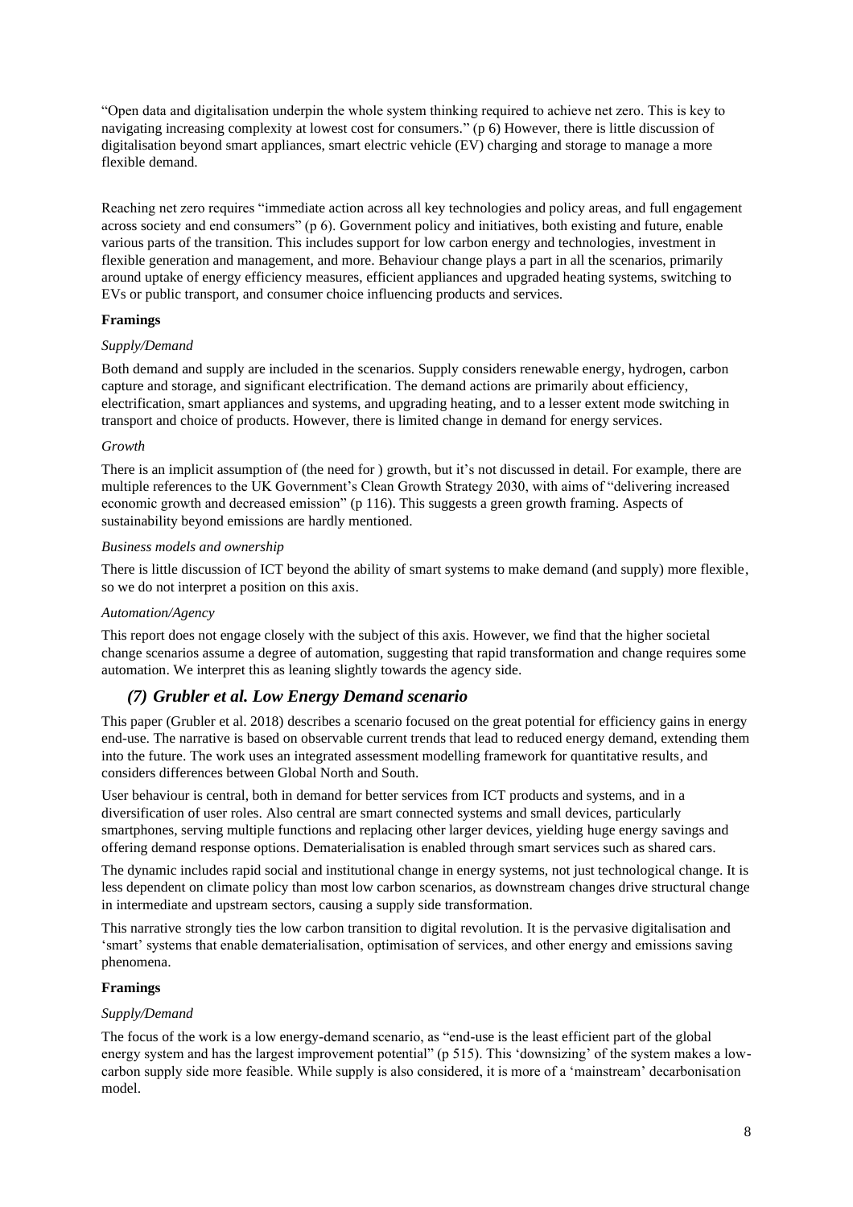"Open data and digitalisation underpin the whole system thinking required to achieve net zero. This is key to navigating increasing complexity at lowest cost for consumers." (p 6) However, there is little discussion of digitalisation beyond smart appliances, smart electric vehicle (EV) charging and storage to manage a more flexible demand.

Reaching net zero requires "immediate action across all key technologies and policy areas, and full engagement across society and end consumers" (p 6). Government policy and initiatives, both existing and future, enable various parts of the transition. This includes support for low carbon energy and technologies, investment in flexible generation and management, and more. Behaviour change plays a part in all the scenarios, primarily around uptake of energy efficiency measures, efficient appliances and upgraded heating systems, switching to EVs or public transport, and consumer choice influencing products and services.

**Framings**

*Supply/Demand*

Both demand and supply are included in the scenarios. Supply considers renewable energy, hydrogen, carbon capture and storage, and significant electrification. The demand actions are primarily about efficiency, electrification, smart appliances and systems, and upgrading heating, and to a lesser extent mode switching in transport and choice of products. However, there is limited change in demand for energy services.

*Growth*

There is an implicit assumption of (the need for ) growth, but it's not discussed in detail. For example, there are multiple references to the UK Government's Clean Growth Strategy 2030, with aims of "delivering increased economic growth and decreased emission" (p 116). This suggests a green growth framing. Aspects of sustainability beyond emissions are hardly mentioned.

*Business models and ownership*

There is little discussion of ICT beyond the ability of smart systems to make demand (and supply) more flexible, so we do not interpret a position on this axis.

*Automation/Agency*

This report does not engage closely with the subject of this axis. However, we find that the higher societal change scenarios assume a degree of automation, suggesting that rapid transformation and change requires some automation. We interpret this as leaning slightly towards the agency side.

### *(7) Grubler et al. Low Energy Demand scenario*

This paper (Grubler et al. 2018) describes a scenario focused on the great potential for efficiency gains in energy end-use. The narrative is based on observable current trends that lead to reduced energy demand, extending them into the future. The work uses an integrated assessment modelling framework for quantitative results, and considers differences between Global North and South.

User behaviour is central, both in demand for better services from ICT products and systems, and in a diversification of user roles. Also central are smart connected systems and small devices, particularly smartphones, serving multiple functions and replacing other larger devices, yielding huge energy savings and offering demand response options. Dematerialisation is enabled through smart services such as shared cars.

The dynamic includes rapid social and institutional change in energy systems, not just technological change. It is less dependent on climate policy than most low carbon scenarios, as downstream changes drive structural change in intermediate and upstream sectors, causing a supply side transformation.

This narrative strongly ties the low carbon transition to digital revolution. It is the pervasive digitalisation and 'smart' systems that enable dematerialisation, optimisation of services, and other energy and emissions saving phenomena.

**Framings**

*Supply/Demand*

The focus of the work is a low energy-demand scenario, as "end-use is the least efficient part of the global energy system and has the largest improvement potential" (p 515). This 'downsizing' of the system makes a low-carbon supply side more feasible. While supply is also considered, it is more of a 'mainstream' decarbonisation model.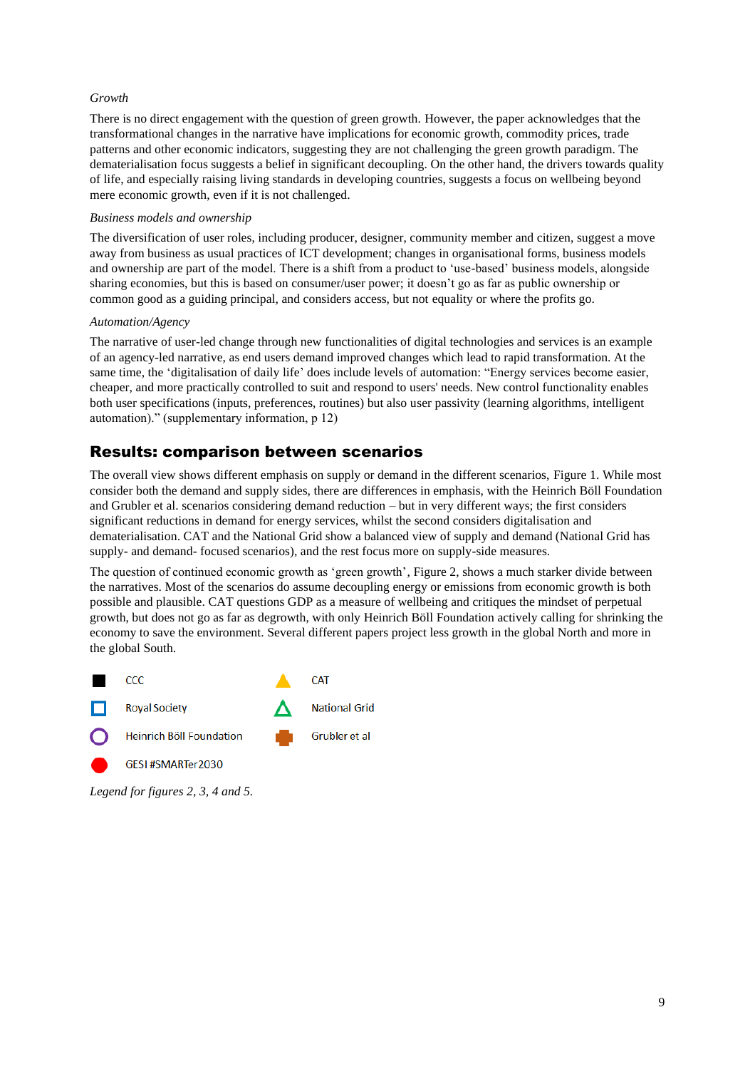*Growth*

There is no direct engagement with the question of green growth. However, the paper acknowledges that the transformational changes in the narrative have implications for economic growth, commodity prices, trade patterns and other economic indicators, suggesting they are not challenging the green growth paradigm. The dematerialisation focus suggests a belief in significant decoupling. On the other hand, the drivers towards quality of life, and especially raising living standards in developing countries, suggests a focus on wellbeing beyond mere economic growth, even if it is not challenged.

*Business models and ownership*

The diversification of user roles, including producer, designer, community member and citizen, suggest a move away from business as usual practices of ICT development; changes in organisational forms, business models and ownership are part of the model. There is a shift from a product to 'use-based' business models, alongside sharing economies, but this is based on consumer/user power; it doesn't go as far as public ownership or common good as a guiding principal, and considers access, but not equality or where the profits go.

*Automation/Agency*

The narrative of user-led change through new functionalities of digital technologies and services is an example of an agency-led narrative, as end users demand improved changes which lead to rapid transformation. At the same time, the 'digitalisation of daily life' does include levels of automation: "Energy services become easier, cheaper, and more practically controlled to suit and respond to users' needs. New control functionality enables both user specifications (inputs, preferences, routines) but also user passivity (learning algorithms, intelligent automation)." (supplementary information, p 12)

## Results: comparison between scenarios

The overall view shows different emphasis on supply or demand in the different scenarios, Figure 1. While most consider both the demand and supply sides, there are differences in emphasis, with the Heinrich Böll Foundation and Grubler et al. scenarios considering demand reduction – but in very different ways; the first considers significant reductions in demand for energy services, whilst the second considers digitalisation and dematerialisation. CAT and the National Grid show a balanced view of supply and demand (National Grid has supply- and demand- focused scenarios), and the rest focus more on supply-side measures.

The question of continued economic growth as 'green growth', Figure 2, shows a much starker divide between the narratives. Most of the scenarios do assume decoupling energy or emissions from economic growth is both possible and plausible. CAT questions GDP as a measure of wellbeing and critiques the mindset of perpetual growth, but does not go as far as degrowth, with only Heinrich Böll Foundation actively calling for shrinking the economy to save the environment. Several different papers project less growth in the global North and more in the global South.

| | | | |
|---|---|---|---|
| ■ | CCC | ▲ | CAT |
| □ | Royal Society | △ | National Grid |
| ○ | Heinrich Böll Foundation | ✚ | Grubler et al |
| ● | GESI #SMARTer2030 | | |

*Legend for figures 2, 3, 4 and 5.*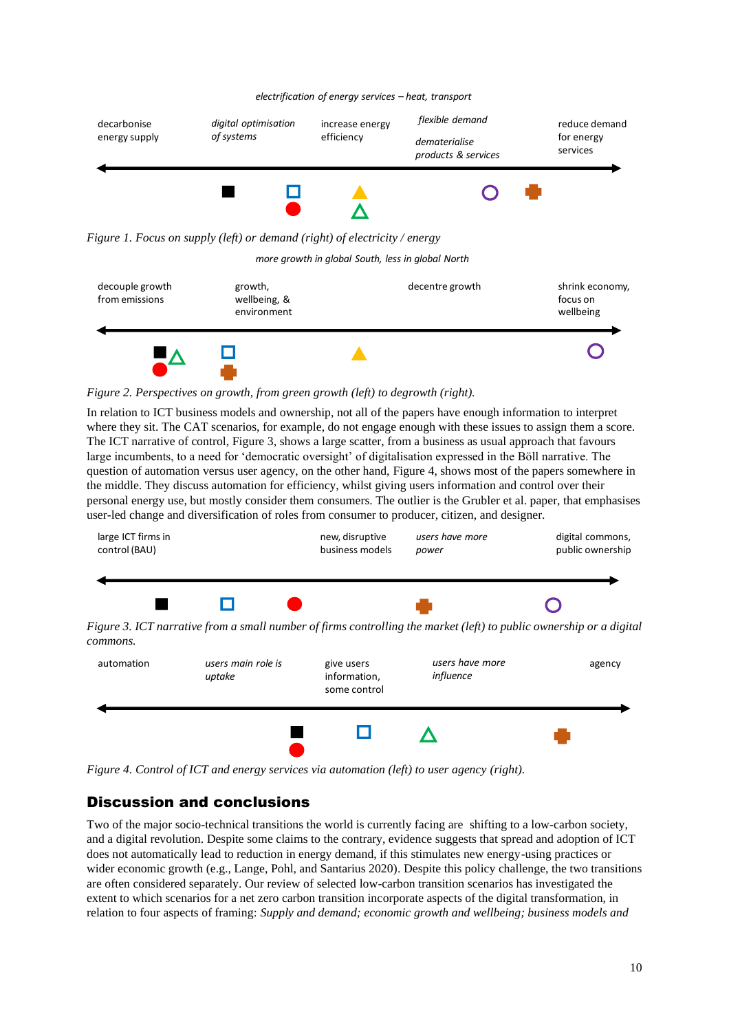electrification of energy services – heat, transport

decarbonise energy supply | digital optimisation of systems | increase energy efficiency | flexible demand / dematerialise products & services | reduce demand for energy services

*Figure 1. Focus on supply (left) or demand (right) of electricity / energy*

more growth in global South, less in global North

decouple growth from emissions | growth, wellbeing, & environment | decentre growth | shrink economy, focus on wellbeing

*Figure 2. Perspectives on growth, from green growth (left) to degrowth (right).*

In relation to ICT business models and ownership, not all of the papers have enough information to interpret where they sit. The CAT scenarios, for example, do not engage enough with these issues to assign them a score. The ICT narrative of control, Figure 3, shows a large scatter, from a business as usual approach that favours large incumbents, to a need for 'democratic oversight' of digitalisation expressed in the Böll narrative. The question of automation versus user agency, on the other hand, Figure 4, shows most of the papers somewhere in the middle. They discuss automation for efficiency, whilst giving users information and control over their personal energy use, but mostly consider them consumers. The outlier is the Grubler et al. paper, that emphasises user-led change and diversification of roles from consumer to producer, citizen, and designer.

large ICT firms in control (BAU) | new, disruptive business models | users have more power | digital commons, public ownership

*Figure 3. ICT narrative from a small number of firms controlling the market (left) to public ownership or a digital commons.*

automation | users main role is uptake | give users information, some control | users have more influence | agency

*Figure 4. Control of ICT and energy services via automation (left) to user agency (right).*

## Discussion and conclusions

Two of the major socio-technical transitions the world is currently facing are shifting to a low-carbon society, and a digital revolution. Despite some claims to the contrary, evidence suggests that spread and adoption of ICT does not automatically lead to reduction in energy demand, if this stimulates new energy-using practices or wider economic growth (e.g., Lange, Pohl, and Santarius 2020). Despite this policy challenge, the two transitions are often considered separately. Our review of selected low-carbon transition scenarios has investigated the extent to which scenarios for a net zero carbon transition incorporate aspects of the digital transformation, in relation to four aspects of framing: *Supply and demand; economic growth and wellbeing; business models and*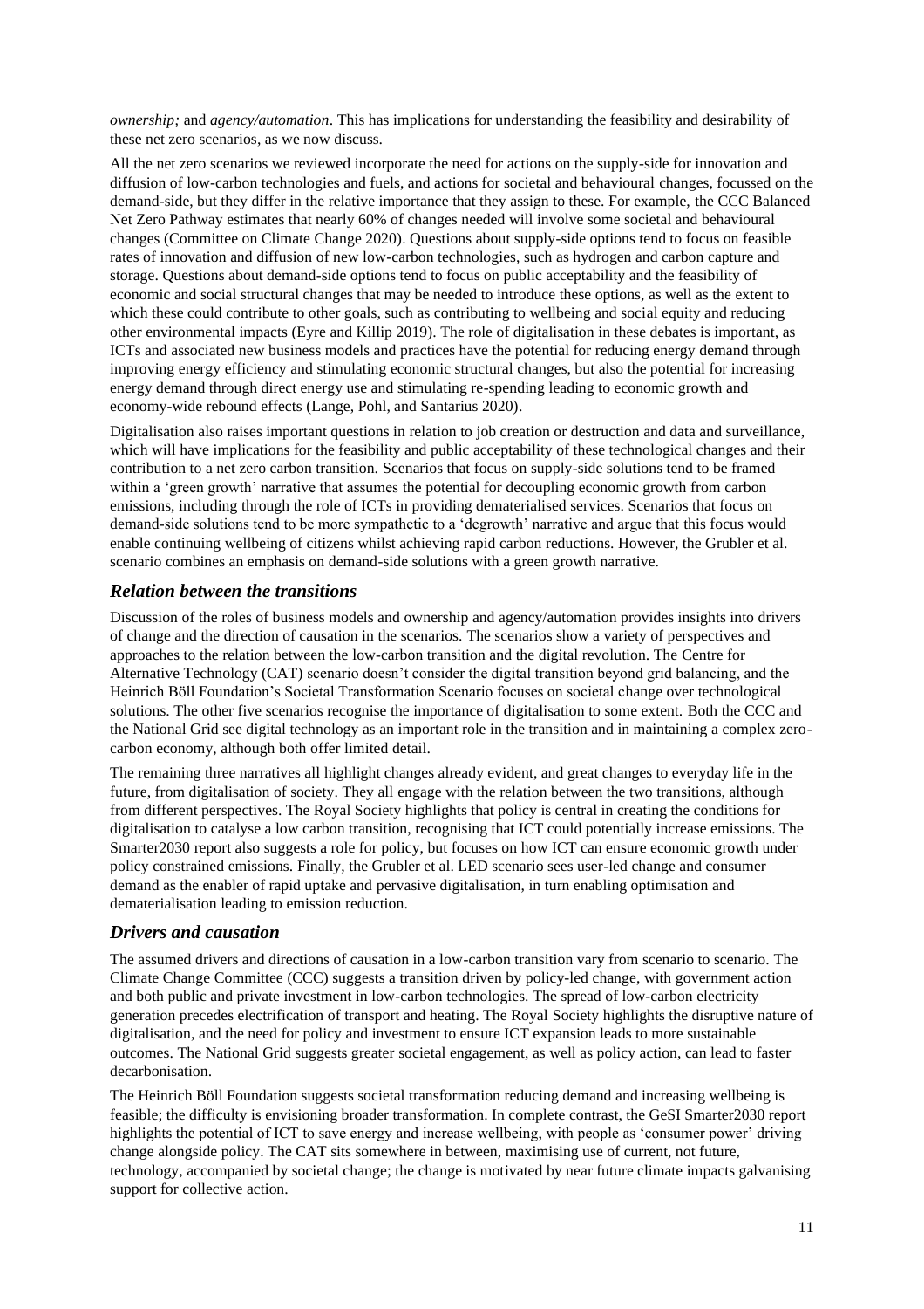*ownership;* and *agency/automation*. This has implications for understanding the feasibility and desirability of these net zero scenarios, as we now discuss.

All the net zero scenarios we reviewed incorporate the need for actions on the supply-side for innovation and diffusion of low-carbon technologies and fuels, and actions for societal and behavioural changes, focussed on the demand-side, but they differ in the relative importance that they assign to these. For example, the CCC Balanced Net Zero Pathway estimates that nearly 60% of changes needed will involve some societal and behavioural changes (Committee on Climate Change 2020). Questions about supply-side options tend to focus on feasible rates of innovation and diffusion of new low-carbon technologies, such as hydrogen and carbon capture and storage. Questions about demand-side options tend to focus on public acceptability and the feasibility of economic and social structural changes that may be needed to introduce these options, as well as the extent to which these could contribute to other goals, such as contributing to wellbeing and social equity and reducing other environmental impacts (Eyre and Killip 2019). The role of digitalisation in these debates is important, as ICTs and associated new business models and practices have the potential for reducing energy demand through improving energy efficiency and stimulating economic structural changes, but also the potential for increasing energy demand through direct energy use and stimulating re-spending leading to economic growth and economy-wide rebound effects (Lange, Pohl, and Santarius 2020).

Digitalisation also raises important questions in relation to job creation or destruction and data and surveillance, which will have implications for the feasibility and public acceptability of these technological changes and their contribution to a net zero carbon transition. Scenarios that focus on supply-side solutions tend to be framed within a 'green growth' narrative that assumes the potential for decoupling economic growth from carbon emissions, including through the role of ICTs in providing dematerialised services. Scenarios that focus on demand-side solutions tend to be more sympathetic to a 'degrowth' narrative and argue that this focus would enable continuing wellbeing of citizens whilst achieving rapid carbon reductions. However, the Grubler et al. scenario combines an emphasis on demand-side solutions with a green growth narrative.

### *Relation between the transitions*

Discussion of the roles of business models and ownership and agency/automation provides insights into drivers of change and the direction of causation in the scenarios. The scenarios show a variety of perspectives and approaches to the relation between the low-carbon transition and the digital revolution. The Centre for Alternative Technology (CAT) scenario doesn't consider the digital transition beyond grid balancing, and the Heinrich Böll Foundation's Societal Transformation Scenario focuses on societal change over technological solutions. The other five scenarios recognise the importance of digitalisation to some extent. Both the CCC and the National Grid see digital technology as an important role in the transition and in maintaining a complex zero-carbon economy, although both offer limited detail.

The remaining three narratives all highlight changes already evident, and great changes to everyday life in the future, from digitalisation of society. They all engage with the relation between the two transitions, although from different perspectives. The Royal Society highlights that policy is central in creating the conditions for digitalisation to catalyse a low carbon transition, recognising that ICT could potentially increase emissions. The Smarter2030 report also suggests a role for policy, but focuses on how ICT can ensure economic growth under policy constrained emissions. Finally, the Grubler et al. LED scenario sees user-led change and consumer demand as the enabler of rapid uptake and pervasive digitalisation, in turn enabling optimisation and dematerialisation leading to emission reduction.

### *Drivers and causation*

The assumed drivers and directions of causation in a low-carbon transition vary from scenario to scenario. The Climate Change Committee (CCC) suggests a transition driven by policy-led change, with government action and both public and private investment in low-carbon technologies. The spread of low-carbon electricity generation precedes electrification of transport and heating. The Royal Society highlights the disruptive nature of digitalisation, and the need for policy and investment to ensure ICT expansion leads to more sustainable outcomes. The National Grid suggests greater societal engagement, as well as policy action, can lead to faster decarbonisation.

The Heinrich Böll Foundation suggests societal transformation reducing demand and increasing wellbeing is feasible; the difficulty is envisioning broader transformation. In complete contrast, the GeSI Smarter2030 report highlights the potential of ICT to save energy and increase wellbeing, with people as 'consumer power' driving change alongside policy. The CAT sits somewhere in between, maximising use of current, not future, technology, accompanied by societal change; the change is motivated by near future climate impacts galvanising support for collective action.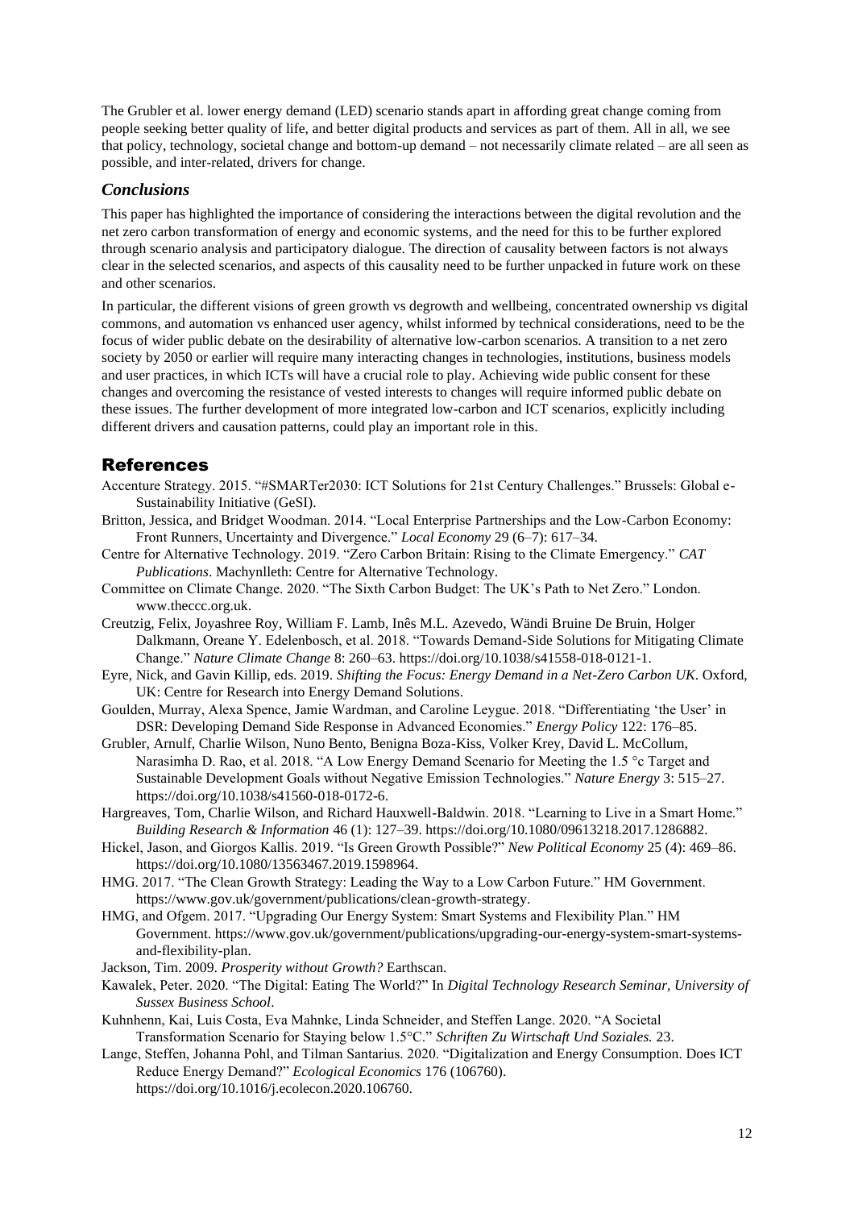The Grubler et al. lower energy demand (LED) scenario stands apart in affording great change coming from people seeking better quality of life, and better digital products and services as part of them. All in all, we see that policy, technology, societal change and bottom-up demand – not necessarily climate related – are all seen as possible, and inter-related, drivers for change.

### *Conclusions*

This paper has highlighted the importance of considering the interactions between the digital revolution and the net zero carbon transformation of energy and economic systems, and the need for this to be further explored through scenario analysis and participatory dialogue. The direction of causality between factors is not always clear in the selected scenarios, and aspects of this causality need to be further unpacked in future work on these and other scenarios.

In particular, the different visions of green growth vs degrowth and wellbeing, concentrated ownership vs digital commons, and automation vs enhanced user agency, whilst informed by technical considerations, need to be the focus of wider public debate on the desirability of alternative low-carbon scenarios. A transition to a net zero society by 2050 or earlier will require many interacting changes in technologies, institutions, business models and user practices, in which ICTs will have a crucial role to play. Achieving wide public consent for these changes and overcoming the resistance of vested interests to changes will require informed public debate on these issues. The further development of more integrated low-carbon and ICT scenarios, explicitly including different drivers and causation patterns, could play an important role in this.

## References

Accenture Strategy. 2015. "#SMARTer2030: ICT Solutions for 21st Century Challenges." Brussels: Global e-Sustainability Initiative (GeSI).

Britton, Jessica, and Bridget Woodman. 2014. "Local Enterprise Partnerships and the Low-Carbon Economy: Front Runners, Uncertainty and Divergence." *Local Economy* 29 (6–7): 617–34.

Centre for Alternative Technology. 2019. "Zero Carbon Britain: Rising to the Climate Emergency." *CAT Publications*. Machynlleth: Centre for Alternative Technology.

Committee on Climate Change. 2020. "The Sixth Carbon Budget: The UK's Path to Net Zero." London. www.theccc.org.uk.

Creutzig, Felix, Joyashree Roy, William F. Lamb, Inês M.L. Azevedo, Wändi Bruine De Bruin, Holger Dalkmann, Oreane Y. Edelenbosch, et al. 2018. "Towards Demand-Side Solutions for Mitigating Climate Change." *Nature Climate Change* 8: 260–63. https://doi.org/10.1038/s41558-018-0121-1.

Eyre, Nick, and Gavin Killip, eds. 2019. *Shifting the Focus: Energy Demand in a Net-Zero Carbon UK*. Oxford, UK: Centre for Research into Energy Demand Solutions.

Goulden, Murray, Alexa Spence, Jamie Wardman, and Caroline Leygue. 2018. "Differentiating 'the User' in DSR: Developing Demand Side Response in Advanced Economies." *Energy Policy* 122: 176–85.

Grubler, Arnulf, Charlie Wilson, Nuno Bento, Benigna Boza-Kiss, Volker Krey, David L. McCollum, Narasimha D. Rao, et al. 2018. "A Low Energy Demand Scenario for Meeting the 1.5 °c Target and Sustainable Development Goals without Negative Emission Technologies." *Nature Energy* 3: 515–27. https://doi.org/10.1038/s41560-018-0172-6.

Hargreaves, Tom, Charlie Wilson, and Richard Hauxwell-Baldwin. 2018. "Learning to Live in a Smart Home." *Building Research & Information* 46 (1): 127–39. https://doi.org/10.1080/09613218.2017.1286882.

Hickel, Jason, and Giorgos Kallis. 2019. "Is Green Growth Possible?" *New Political Economy* 25 (4): 469–86. https://doi.org/10.1080/13563467.2019.1598964.

HMG. 2017. "The Clean Growth Strategy: Leading the Way to a Low Carbon Future." HM Government. https://www.gov.uk/government/publications/clean-growth-strategy.

HMG, and Ofgem. 2017. "Upgrading Our Energy System: Smart Systems and Flexibility Plan." HM Government. https://www.gov.uk/government/publications/upgrading-our-energy-system-smart-systems-and-flexibility-plan.

Jackson, Tim. 2009. *Prosperity without Growth?* Earthscan.

Kawalek, Peter. 2020. "The Digital: Eating The World?" In *Digital Technology Research Seminar, University of Sussex Business School*.

Kuhnhenn, Kai, Luis Costa, Eva Mahnke, Linda Schneider, and Steffen Lange. 2020. "A Societal Transformation Scenario for Staying below 1.5°C." *Schriften Zu Wirtschaft Und Soziales.* 23.

Lange, Steffen, Johanna Pohl, and Tilman Santarius. 2020. "Digitalization and Energy Consumption. Does ICT Reduce Energy Demand?" *Ecological Economics* 176 (106760). https://doi.org/10.1016/j.ecolecon.2020.106760.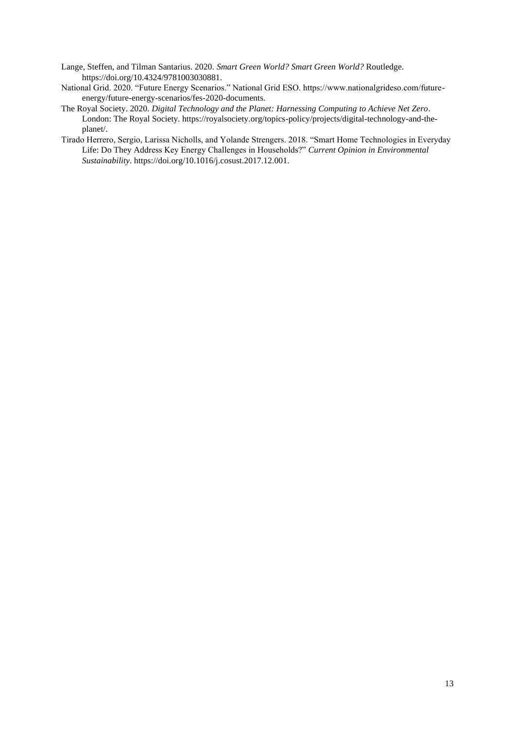Lange, Steffen, and Tilman Santarius. 2020. *Smart Green World? Smart Green World?* Routledge. https://doi.org/10.4324/9781003030881.

National Grid. 2020. "Future Energy Scenarios." National Grid ESO. https://www.nationalgrideso.com/future-energy/future-energy-scenarios/fes-2020-documents.

The Royal Society. 2020. *Digital Technology and the Planet: Harnessing Computing to Achieve Net Zero*. London: The Royal Society. https://royalsociety.org/topics-policy/projects/digital-technology-and-the-planet/.

Tirado Herrero, Sergio, Larissa Nicholls, and Yolande Strengers. 2018. "Smart Home Technologies in Everyday Life: Do They Address Key Energy Challenges in Households?" *Current Opinion in Environmental Sustainability*. https://doi.org/10.1016/j.cosust.2017.12.001.